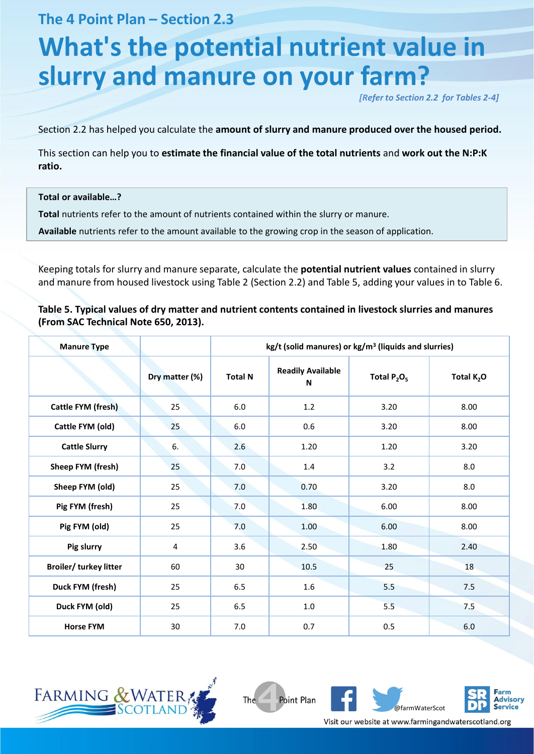## The 4 Point Plan – Section 2.3

# What's the potential nutrient value in slurry and manure on your farm?

*[Refer to Section 2.2 for Tables 2-4]*

Section 2.2 has helped you calculate the **amount of slurry and manure produced over the housed period.**

This section can help you to **estimate the financial value of the total nutrients** and **work out the N:P:K ratio.**

**Total or available…?**

**Total** nutrients refer to the amount of nutrients contained within the slurry or manure.

**Available** nutrients refer to the amount available to the growing crop in the season of application.

Keeping totals for slurry and manure separate, calculate the **potential nutrient values** contained in slurry and manure from housed livestock using Table 2 (Section 2.2) and Table 5, adding your values in to Table 6.

**Table 5. Typical values of dry matter and nutrient contents contained in livestock slurries and manures (From SAC Technical Note 650, 2013).**

| Manure Type | | kg/t (solid manures) or kg/m$^3$ (liquids and slurries) | | | |
|---|---|---|---|---|---|
| | Dry matter (%) | Total N | Readily Available N | Total $P_2O_5$ | Total $K_2O$ |
| Cattle FYM (fresh) | 25 | 6.0 | 1.2 | 3.20 | 8.00 |
| Cattle FYM (old) | 25 | 6.0 | 0.6 | 3.20 | 8.00 |
| Cattle Slurry | 6. | 2.6 | 1.20 | 1.20 | 3.20 |
| Sheep FYM (fresh) | 25 | 7.0 | 1.4 | 3.2 | 8.0 |
| Sheep FYM (old) | 25 | 7.0 | 0.70 | 3.20 | 8.0 |
| Pig FYM (fresh) | 25 | 7.0 | 1.80 | 6.00 | 8.00 |
| Pig FYM (old) | 25 | 7.0 | 1.00 | 6.00 | 8.00 |
| Pig slurry | 4 | 3.6 | 2.50 | 1.80 | 2.40 |
| Broiler/ turkey litter | 60 | 30 | 10.5 | 25 | 18 |
| Duck FYM (fresh) | 25 | 6.5 | 1.6 | 5.5 | 7.5 |
| Duck FYM (old) | 25 | 6.5 | 1.0 | 5.5 | 7.5 |
| Horse FYM | 30 | 7.0 | 0.7 | 0.5 | 6.0 |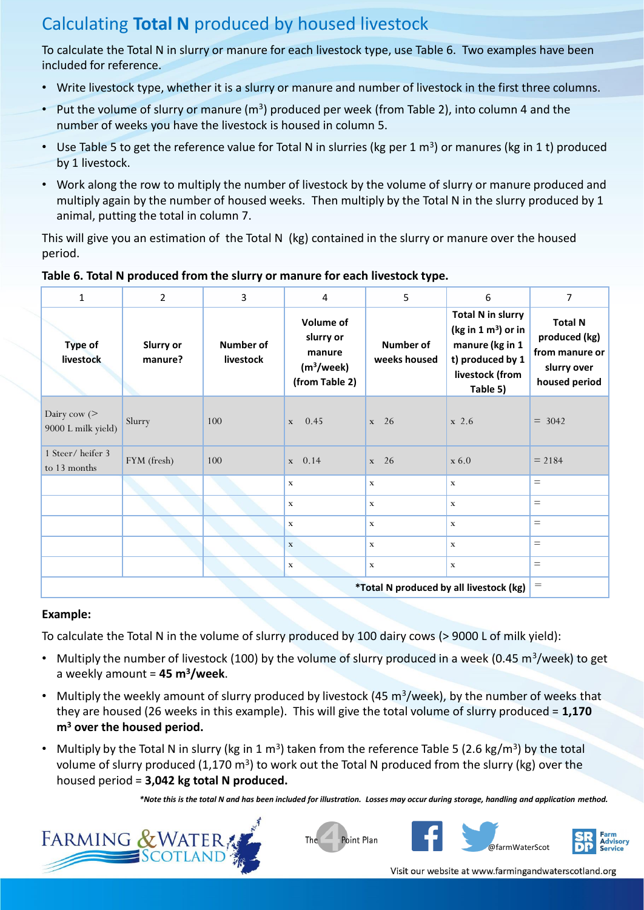# Calculating **Total N** produced by housed livestock

To calculate the Total N in slurry or manure for each livestock type, use Table 6. Two examples have been included for reference.

- Write livestock type, whether it is a slurry or manure and number of livestock in the first three columns.
- Put the volume of slurry or manure ($m^3$) produced per week (from Table 2), into column 4 and the number of weeks you have the livestock is housed in column 5.
- Use Table 5 to get the reference value for Total N in slurries (kg per 1 $m^3$) or manures (kg in 1 t) produced by 1 livestock.
- Work along the row to multiply the number of livestock by the volume of slurry or manure produced and multiply again by the number of housed weeks. Then multiply by the Total N in the slurry produced by 1 animal, putting the total in column 7.

This will give you an estimation of the Total N (kg) contained in the slurry or manure over the housed period.

**Table 6. Total N produced from the slurry or manure for each livestock type.**

| 1 | 2 | 3 | 4 | 5 | 6 | 7 |
|---|---|---|---|---|---|---|
| **Type of livestock** | **Slurry or manure?** | **Number of livestock** | **Volume of slurry or manure ($m^3$/week) (from Table 2)** | **Number of weeks housed** | **Total N in slurry (kg in 1 $m^3$) or in manure (kg in 1 t) produced by 1 livestock (from Table 5)** | **Total N produced (kg) from manure or slurry over housed period** |
| Dairy cow (> 9000 L milk yield) | Slurry | 100 | x 0.45 | x 26 | x 2.6 | = 3042 |
| 1 Steer/ heifer 3 to 13 months | FYM (fresh) | 100 | x 0.14 | x 26 | x 6.0 | = 2184 |
| | | | x | x | x | = |
| | | | x | x | x | = |
| | | | x | x | x | = |
| | | | x | x | x | = |
| | | | x | x | x | = |
| | | | | | ***Total N produced by all livestock (kg)** | = |

**Example:**

To calculate the Total N in the volume of slurry produced by 100 dairy cows (> 9000 L of milk yield):

- Multiply the number of livestock (100) by the volume of slurry produced in a week (0.45 $m^3$/week) to get a weekly amount = **45 $m^3$/week**.
- Multiply the weekly amount of slurry produced by livestock (45 $m^3$/week), by the number of weeks that they are housed (26 weeks in this example). This will give the total volume of slurry produced = **1,170 $m^3$ over the housed period.**
- Multiply by the Total N in slurry (kg in 1 $m^3$) taken from the reference Table 5 (2.6 kg/$m^3$) by the total volume of slurry produced (1,170 $m^3$) to work out the Total N produced from the slurry (kg) over the housed period = **3,042 kg total N produced.**

****Note this is the total N and has been included for illustration. Losses may occur during storage, handling and application method.***

Farming & Water Scotland | The 4 Point Plan | @farmWaterScot | SRDP Farm Advisory Service

Visit our website at www.farmingandwaterscotland.org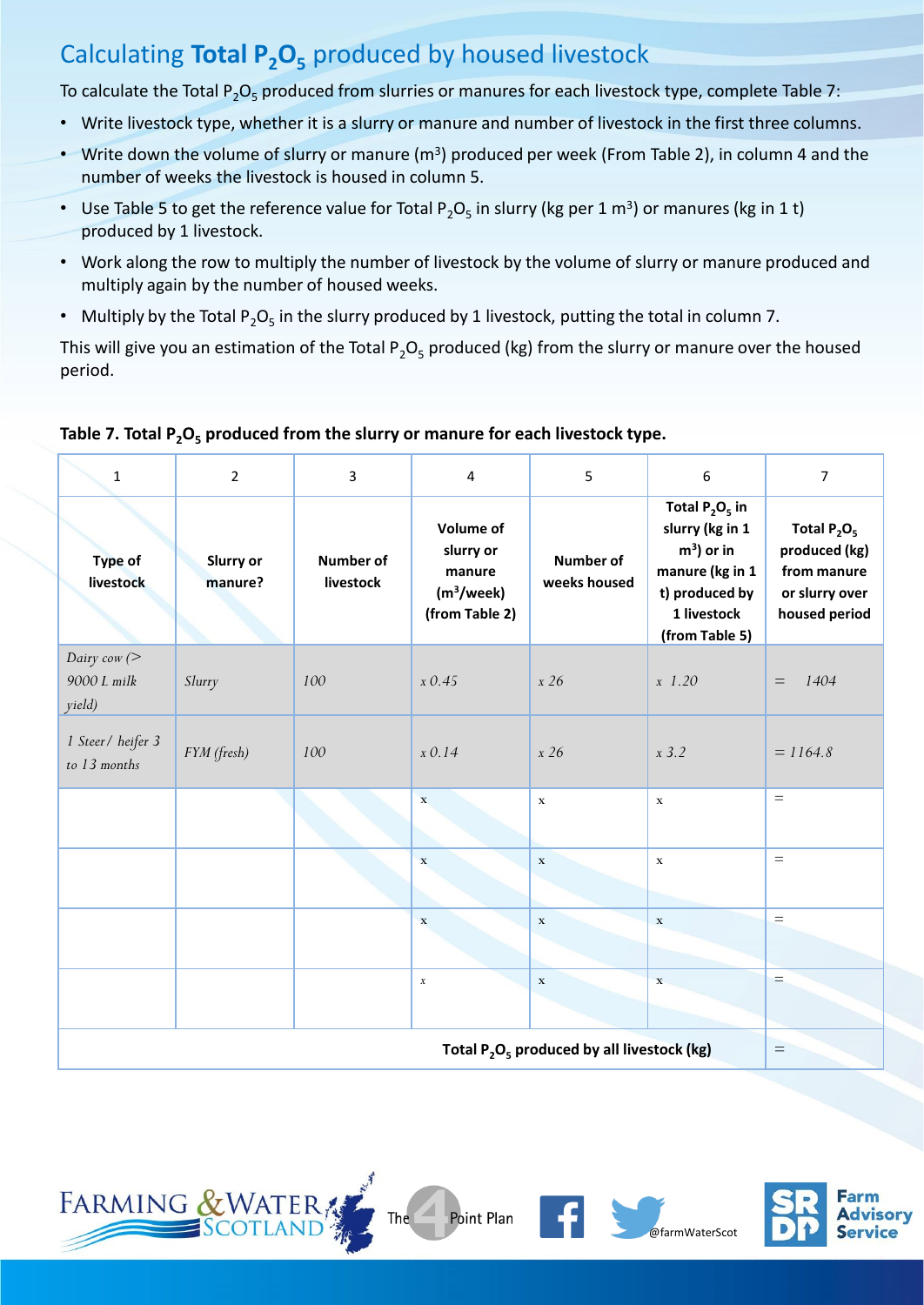# Calculating **Total $P_2O_5$** produced by housed livestock

To calculate the Total $P_2O_5$ produced from slurries or manures for each livestock type, complete Table 7:

- Write livestock type, whether it is a slurry or manure and number of livestock in the first three columns.
- Write down the volume of slurry or manure ($m^3$) produced per week (From Table 2), in column 4 and the number of weeks the livestock is housed in column 5.
- Use Table 5 to get the reference value for Total $P_2O_5$ in slurry (kg per 1 $m^3$) or manures (kg in 1 t) produced by 1 livestock.
- Work along the row to multiply the number of livestock by the volume of slurry or manure produced and multiply again by the number of housed weeks.
- Multiply by the Total $P_2O_5$ in the slurry produced by 1 livestock, putting the total in column 7.

This will give you an estimation of the Total $P_2O_5$ produced (kg) from the slurry or manure over the housed period.

**Table 7. Total $P_2O_5$ produced from the slurry or manure for each livestock type.**

| 1 | 2 | 3 | 4 | 5 | 6 | 7 |
|---|---|---|---|---|---|---|
| **Type of livestock** | **Slurry or manure?** | **Number of livestock** | **Volume of slurry or manure ($m^3$/week) (from Table 2)** | **Number of weeks housed** | **Total $P_2O_5$ in slurry (kg in 1 $m^3$) or in manure (kg in 1 t) produced by 1 livestock (from Table 5)** | **Total $P_2O_5$ produced (kg) from manure or slurry over housed period** |
| *Dairy cow (> 9000 L milk yield)* | *Slurry* | *100* | *x 0.45* | *x 26* | *x 1.20* | *= 1404* |
| *1 Steer/ heifer 3 to 13 months* | *FYM (fresh)* | *100* | *x 0.14* | *x 26* | *x 3.2* | *= 1164.8* |
| | | | x | x | x | = |
| | | | x | x | x | = |
| | | | x | x | x | = |
| | | | x | x | x | = |
| **Total $P_2O_5$ produced by all livestock (kg)** | | | | | | = |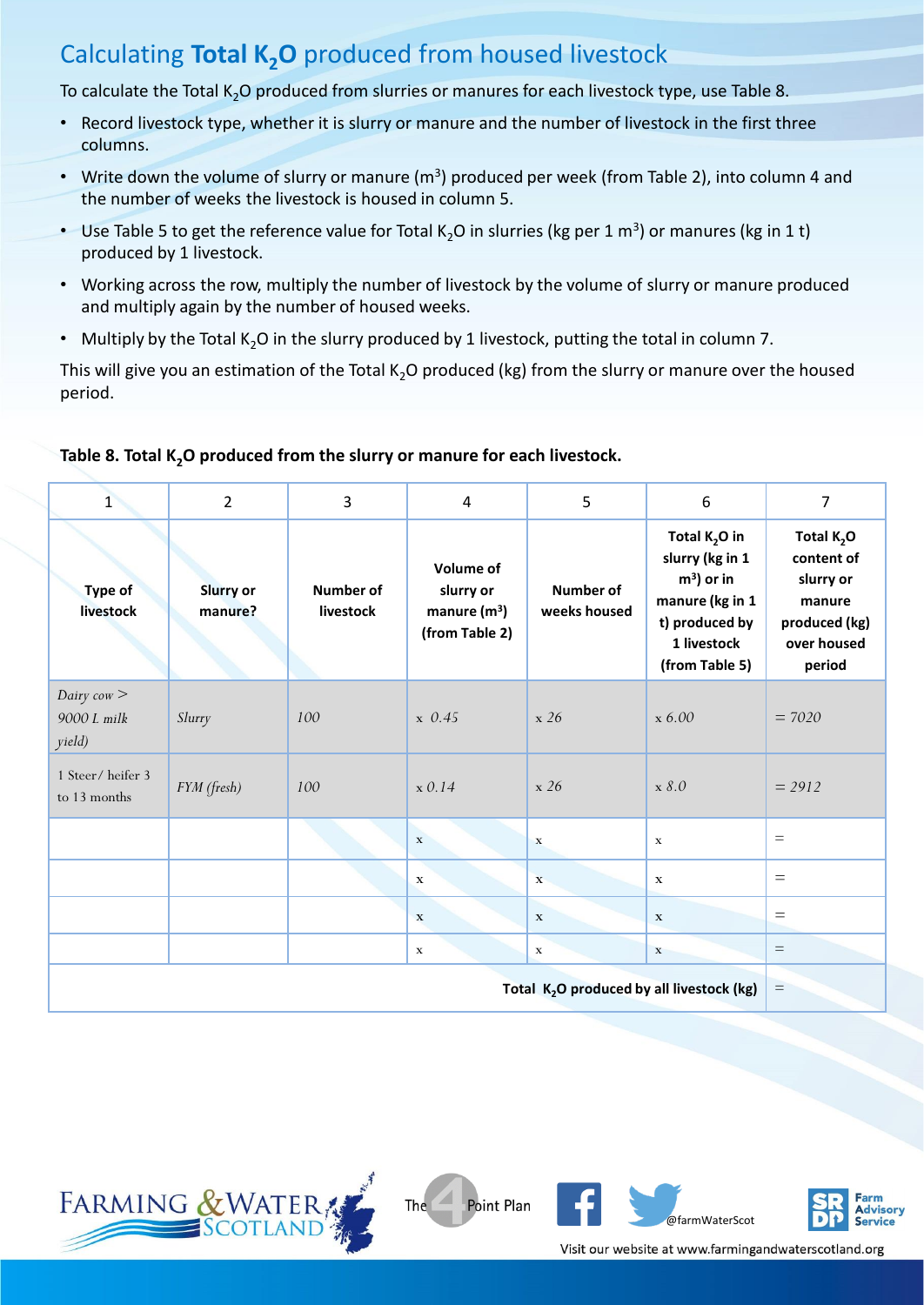# Calculating **Total $K_2O$** produced from housed livestock

To calculate the Total $K_2O$ produced from slurries or manures for each livestock type, use Table 8.

- Record livestock type, whether it is slurry or manure and the number of livestock in the first three columns.
- Write down the volume of slurry or manure ($m^3$) produced per week (from Table 2), into column 4 and the number of weeks the livestock is housed in column 5.
- Use Table 5 to get the reference value for Total $K_2O$ in slurries (kg per 1 $m^3$) or manures (kg in 1 t) produced by 1 livestock.
- Working across the row, multiply the number of livestock by the volume of slurry or manure produced and multiply again by the number of housed weeks.
- Multiply by the Total $K_2O$ in the slurry produced by 1 livestock, putting the total in column 7.

This will give you an estimation of the Total $K_2O$ produced (kg) from the slurry or manure over the housed period.

**Table 8. Total $K_2O$ produced from the slurry or manure for each livestock.**

| 1 | 2 | 3 | 4 | 5 | 6 | 7 |
|---|---|---|---|---|---|---|
| **Type of livestock** | **Slurry or manure?** | **Number of livestock** | **Volume of slurry or manure ($m^3$) (from Table 2)** | **Number of weeks housed** | **Total $K_2O$ in slurry (kg in 1 $m^3$) or in manure (kg in 1 t) produced by 1 livestock (from Table 5)** | **Total $K_2O$ content of slurry or manure produced (kg) over housed period** |
| *Dairy cow > 9000 L milk yield)* | *Slurry* | *100* | x *0.45* | x *26* | x *6.00* | = *7020* |
| 1 Steer/ heifer 3 to 13 months | *FYM (fresh)* | *100* | x *0.14* | x *26* | x *8.0* | = *2912* |
| | | | x | x | x | = |
| | | | x | x | x | = |
| | | | x | x | x | = |
| | | | x | x | x | = |
| | | | | | **Total $K_2O$ produced by all livestock (kg)** | = |

Visit our website at www.farmingandwaterscotland.org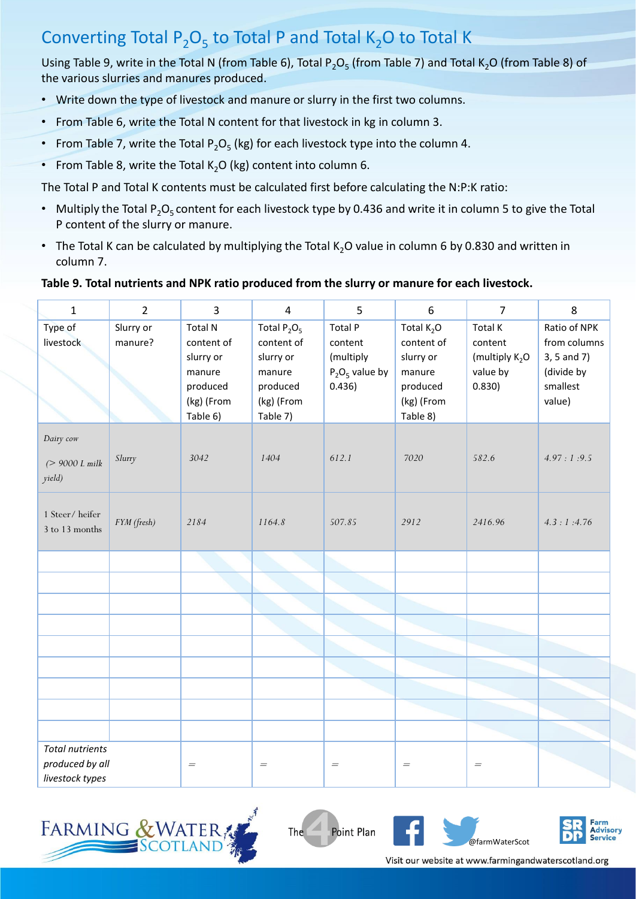## Converting Total $P_2O_5$ to Total P and Total $K_2O$ to Total K

Using Table 9, write in the Total N (from Table 6), Total $P_2O_5$ (from Table 7) and Total $K_2O$ (from Table 8) of the various slurries and manures produced.

- Write down the type of livestock and manure or slurry in the first two columns.
- From Table 6, write the Total N content for that livestock in kg in column 3.
- From Table 7, write the Total $P_2O_5$ (kg) for each livestock type into the column 4.
- From Table 8, write the Total $K_2O$ (kg) content into column 6.

The Total P and Total K contents must be calculated first before calculating the N:P:K ratio:

- Multiply the Total $P_2O_5$ content for each livestock type by 0.436 and write it in column 5 to give the Total P content of the slurry or manure.
- The Total K can be calculated by multiplying the Total $K_2O$ value in column 6 by 0.830 and written in column 7.

**Table 9. Total nutrients and NPK ratio produced from the slurry or manure for each livestock.**

| 1 | 2 | 3 | 4 | 5 | 6 | 7 | 8 |
|---|---|---|---|---|---|---|---|
| Type of livestock | Slurry or manure? | Total N content of slurry or manure produced (kg) (From Table 6) | Total $P_2O_5$ content of slurry or manure produced (kg) (From Table 7) | Total P content (multiply $P_2O_5$ value by 0.436) | Total $K_2O$ content of slurry or manure produced (kg) (From Table 8) | Total K content (multiply $K_2O$ value by 0.830) | Ratio of NPK from columns 3, 5 and 7) (divide by smallest value) |
| *Dairy cow (> 9000 L milk yield)* | *Slurry* | *3042* | *1404* | *612.1* | *7020* | *582.6* | *4.97 : 1 :9.5* |
| *1 Steer/ heifer 3 to 13 months* | *FYM (fresh)* | *2184* | *1164.8* | *507.85* | *2912* | *2416.96* | *4.3 : 1 :4.76* |
| | | | | | | | |
| | | | | | | | |
| | | | | | | | |
| | | | | | | | |
| | | | | | | | |
| | | | | | | | |
| | | | | | | | |
| | | | | | | | |
| | | | | | | | |
| *Total nutrients produced by all livestock types* | | = | = | = | = | = | |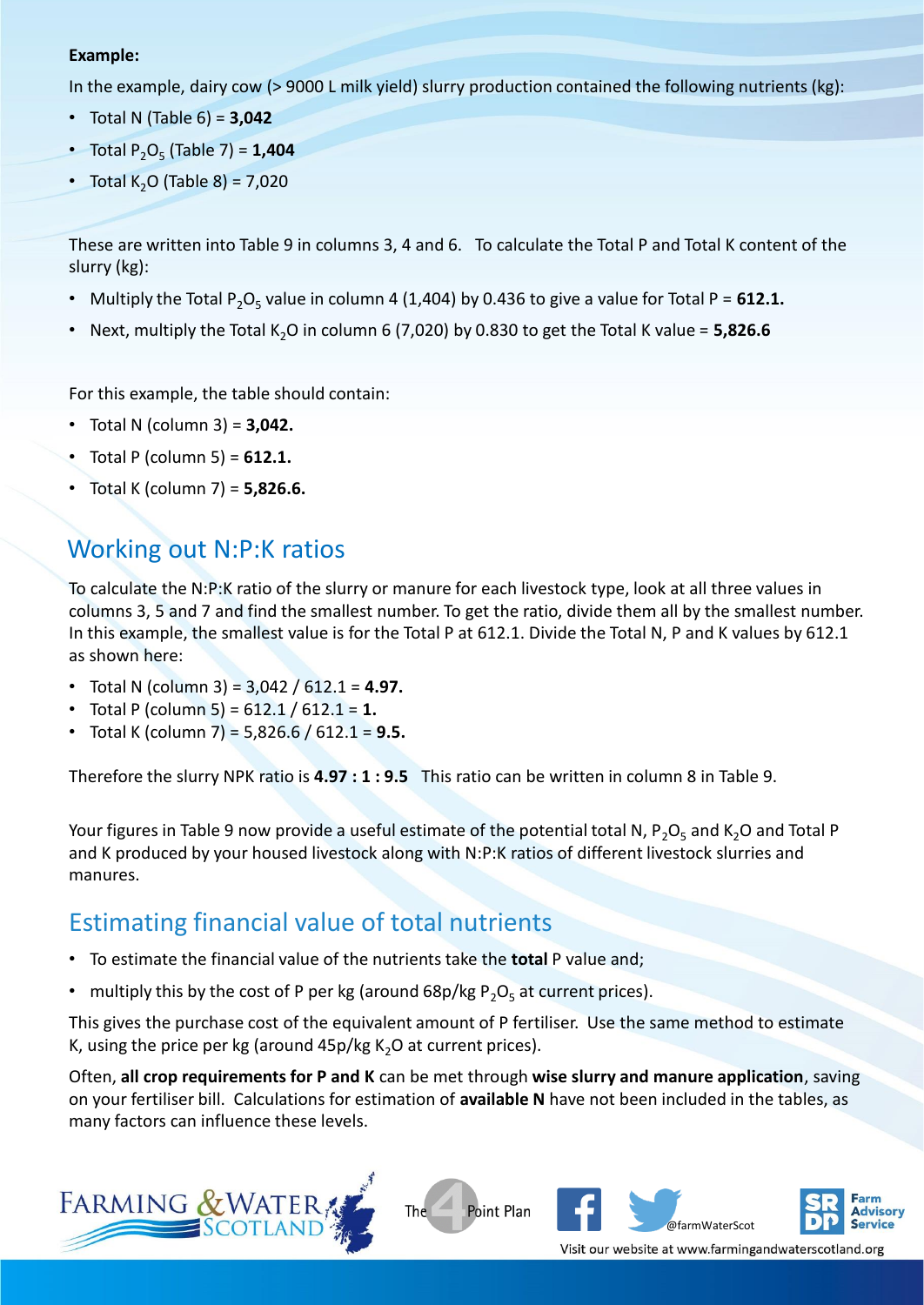**Example:**

In the example, dairy cow (> 9000 L milk yield) slurry production contained the following nutrients (kg):

- Total N (Table 6) = **3,042**
- Total $P_2O_5$ (Table 7) = **1,404**
- Total $K_2O$ (Table 8) = 7,020

These are written into Table 9 in columns 3, 4 and 6. To calculate the Total P and Total K content of the slurry (kg):

- Multiply the Total $P_2O_5$ value in column 4 (1,404) by 0.436 to give a value for Total P = **612.1.**
- Next, multiply the Total $K_2O$ in column 6 (7,020) by 0.830 to get the Total K value = **5,826.6**

For this example, the table should contain:

- Total N (column 3) = **3,042.**
- Total P (column 5) = **612.1.**
- Total K (column 7) = **5,826.6.**

## Working out N:P:K ratios

To calculate the N:P:K ratio of the slurry or manure for each livestock type, look at all three values in columns 3, 5 and 7 and find the smallest number. To get the ratio, divide them all by the smallest number. In this example, the smallest value is for the Total P at 612.1. Divide the Total N, P and K values by 612.1 as shown here:

- Total N (column 3) = 3,042 / 612.1 = **4.97.**
- Total P (column 5) = 612.1 / 612.1 = **1.**
- Total K (column 7) = 5,826.6 / 612.1 = **9.5.**

Therefore the slurry NPK ratio is **4.97 : 1 : 9.5** This ratio can be written in column 8 in Table 9.

Your figures in Table 9 now provide a useful estimate of the potential total N, $P_2O_5$ and $K_2O$ and Total P and K produced by your housed livestock along with N:P:K ratios of different livestock slurries and manures.

## Estimating financial value of total nutrients

- To estimate the financial value of the nutrients take the **total** P value and;
- multiply this by the cost of P per kg (around 68p/kg $P_2O_5$ at current prices).

This gives the purchase cost of the equivalent amount of P fertiliser. Use the same method to estimate K, using the price per kg (around 45p/kg $K_2O$ at current prices).

Often, **all crop requirements for P and K** can be met through **wise slurry and manure application**, saving on your fertiliser bill. Calculations for estimation of **available N** have not been included in the tables, as many factors can influence these levels.

FARMING & WATER SCOTLAND

The 4 Point Plan

@farmWaterScot

SRDP Farm Advisory Service

Visit our website at www.farmingandwaterscotland.org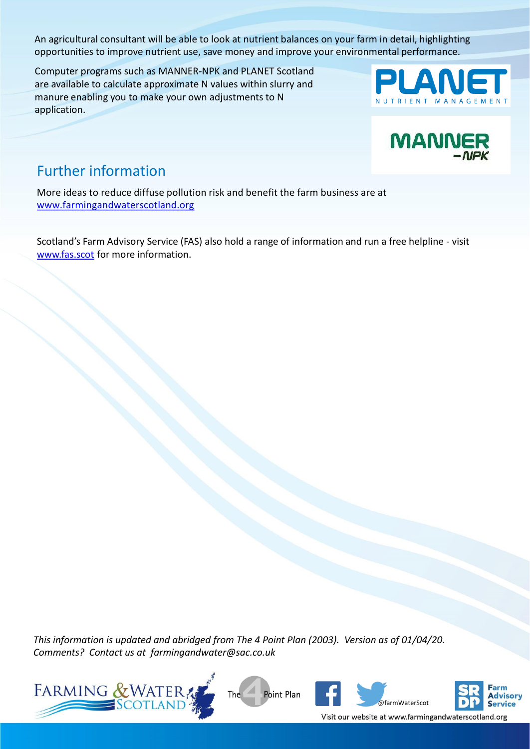An agricultural consultant will be able to look at nutrient balances on your farm in detail, highlighting opportunities to improve nutrient use, save money and improve your environmental performance.

Computer programs such as MANNER-NPK and PLANET Scotland are available to calculate approximate N values within slurry and manure enabling you to make your own adjustments to N application.

## Further information

More ideas to reduce diffuse pollution risk and benefit the farm business are at [www.farmingandwaterscotland.org](http://www.farmingandwaterscotland.org)

Scotland's Farm Advisory Service (FAS) also hold a range of information and run a free helpline - visit [www.fas.scot](http://www.fas.scot) for more information.

*This information is updated and abridged from The 4 Point Plan (2003). Version as of 01/04/20.*
*Comments? Contact us at farmingandwater@sac.co.uk*

@farmWaterScot

Visit our website at www.farmingandwaterscotland.org